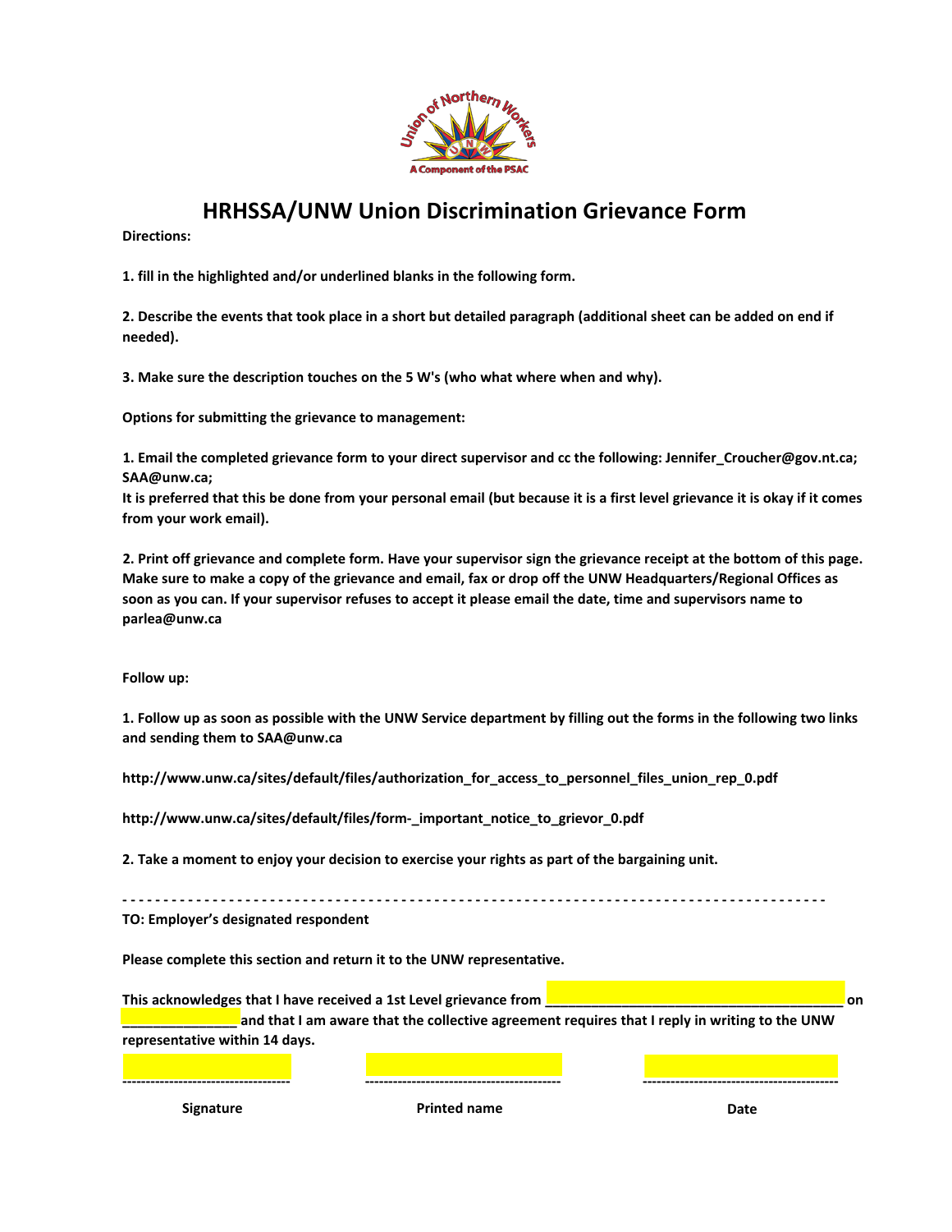# HRHSSA/UNW Union Discrimination Grievance Form

**Directions:**

**1. fill in the highlighted and/or underlined blanks in the following form.**

**2. Describe the events that took place in a short but detailed paragraph (additional sheet can be added on end if needed).**

**3. Make sure the description touches on the 5 W's (who what where when and why).**

**Options for submitting the grievance to management:**

**1. Email the completed grievance form to your direct supervisor and cc the following: Jennifer_Croucher@gov.nt.ca; SAA@unw.ca;**
**It is preferred that this be done from your personal email (but because it is a first level grievance it is okay if it comes from your work email).**

**2. Print off grievance and complete form. Have your supervisor sign the grievance receipt at the bottom of this page. Make sure to make a copy of the grievance and email, fax or drop off the UNW Headquarters/Regional Offices as soon as you can. If your supervisor refuses to accept it please email the date, time and supervisors name to parlea@unw.ca**

**Follow up:**

**1. Follow up as soon as possible with the UNW Service department by filling out the forms in the following two links and sending them to SAA@unw.ca**

**http://www.unw.ca/sites/default/files/authorization_for_access_to_personnel_files_union_rep_0.pdf**

**http://www.unw.ca/sites/default/files/form-_important_notice_to_grievor_0.pdf**

**2. Take a moment to enjoy your decision to exercise your rights as part of the bargaining unit.**

- - - - - - - - - - - - - - - - - - - - - - - - - - - - - - - - - - - - - - - - - - - - - - - - - - - - - - - - - - - - - - - - - - - - - - - -

**TO: Employer's designated respondent**

**Please complete this section and return it to the UNW representative.**

**This acknowledges that I have received a 1st Level grievance from ________________________________________ on _______________ and that I am aware that the collective agreement requires that I reply in writing to the UNW representative within 14 days.**

| ---------------------------------- | ---------------------------------------- | ---------------------------------------- |
|---|---|---|
| **Signature** | **Printed name** | **Date** |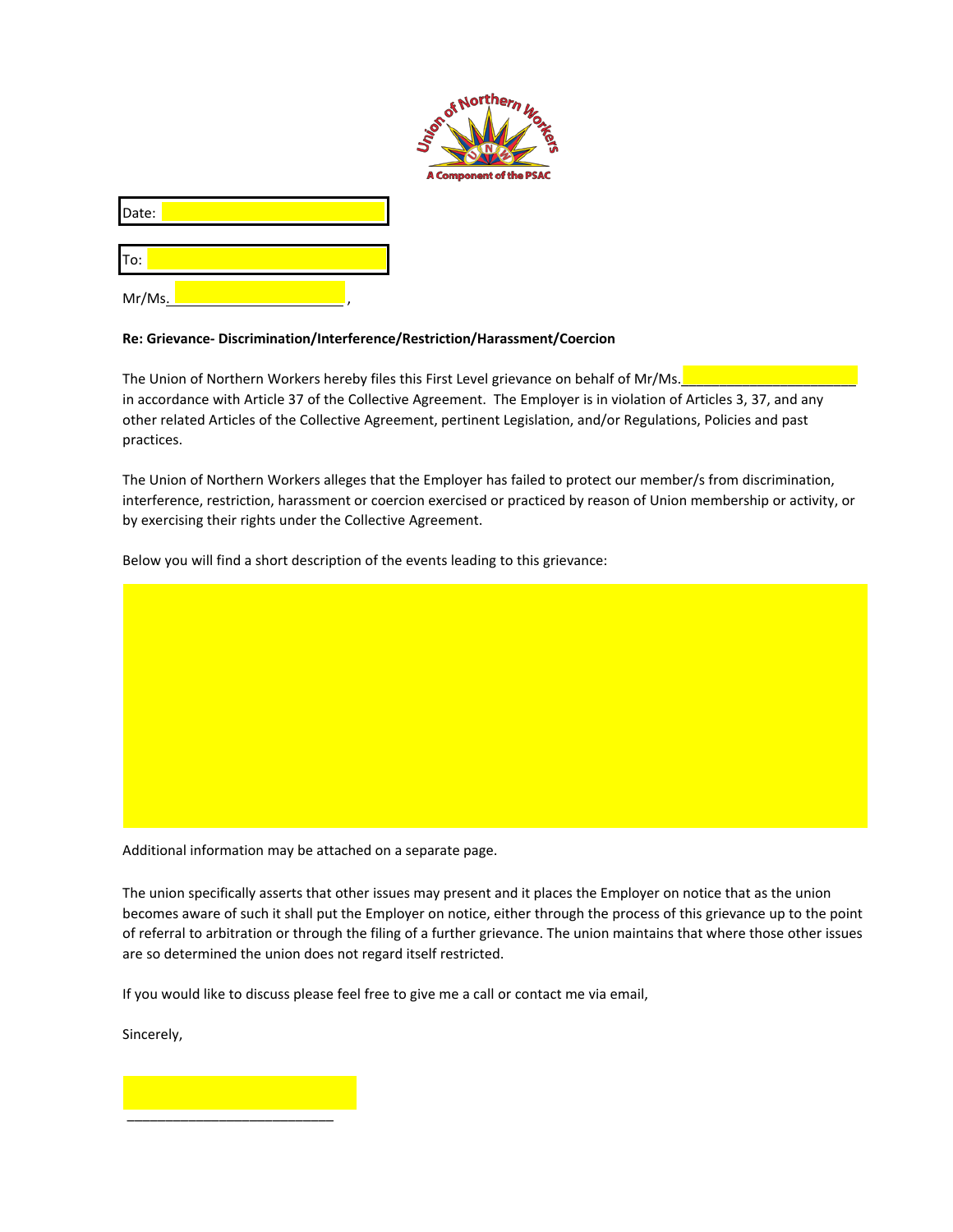Date:

To:

Mr/Ms.________________________ ,

**Re: Grievance- Discrimination/Interference/Restriction/Harassment/Coercion**

The Union of Northern Workers hereby files this First Level grievance on behalf of Mr/Ms.________________________ in accordance with Article 37 of the Collective Agreement. The Employer is in violation of Articles 3, 37, and any other related Articles of the Collective Agreement, pertinent Legislation, and/or Regulations, Policies and past practices.

The Union of Northern Workers alleges that the Employer has failed to protect our member/s from discrimination, interference, restriction, harassment or coercion exercised or practiced by reason of Union membership or activity, or by exercising their rights under the Collective Agreement.

Below you will find a short description of the events leading to this grievance:

Additional information may be attached on a separate page.

The union specifically asserts that other issues may present and it places the Employer on notice that as the union becomes aware of such it shall put the Employer on notice, either through the process of this grievance up to the point of referral to arbitration or through the filing of a further grievance. The union maintains that where those other issues are so determined the union does not regard itself restricted.

If you would like to discuss please feel free to give me a call or contact me via email,

Sincerely,

____________________________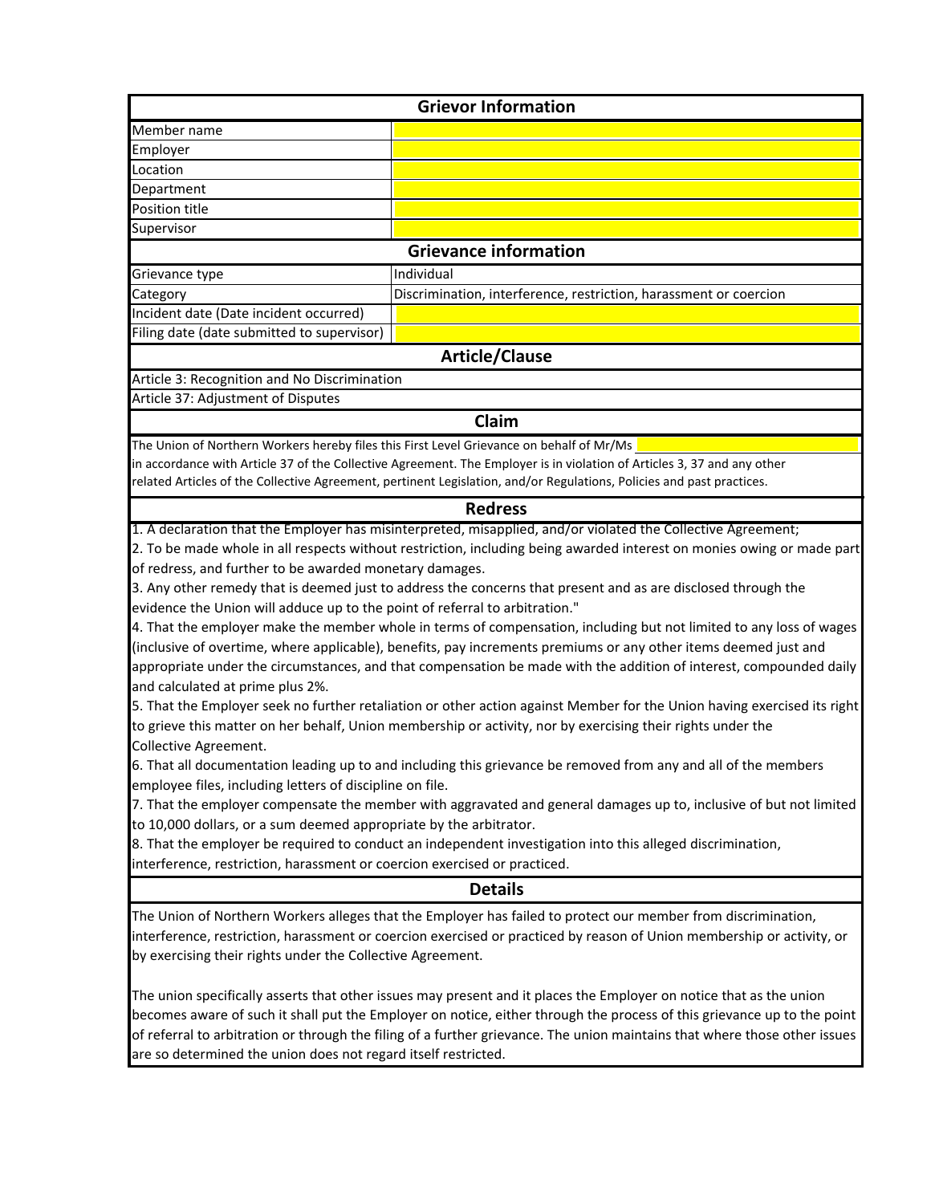| Grievor Information | |
|---|---|
| Member name | |
| Employer | |
| Location | |
| Department | |
| Position title | |
| Supervisor | |

| Grievance information | |
|---|---|
| Grievance type | Individual |
| Category | Discrimination, interference, restriction, harassment or coercion |
| Incident date (Date incident occurred) | |
| Filing date (date submitted to supervisor) | |

## Article/Clause

Article 3: Recognition and No Discrimination

Article 37: Adjustment of Disputes

## Claim

The Union of Northern Workers hereby files this First Level Grievance on behalf of Mr/Ms ______ in accordance with Article 37 of the Collective Agreement. The Employer is in violation of Articles 3, 37 and any other related Articles of the Collective Agreement, pertinent Legislation, and/or Regulations, Policies and past practices.

## Redress

1. A declaration that the Employer has misinterpreted, misapplied, and/or violated the Collective Agreement;
2. To be made whole in all respects without restriction, including being awarded interest on monies owing or made part of redress, and further to be awarded monetary damages.
3. Any other remedy that is deemed just to address the concerns that present and as are disclosed through the evidence the Union will adduce up to the point of referral to arbitration."
4. That the employer make the member whole in terms of compensation, including but not limited to any loss of wages (inclusive of overtime, where applicable), benefits, pay increments premiums or any other items deemed just and appropriate under the circumstances, and that compensation be made with the addition of interest, compounded daily and calculated at prime plus 2%.
5. That the Employer seek no further retaliation or other action against Member for the Union having exercised its right to grieve this matter on her behalf, Union membership or activity, nor by exercising their rights under the Collective Agreement.
6. That all documentation leading up to and including this grievance be removed from any and all of the members employee files, including letters of discipline on file.
7. That the employer compensate the member with aggravated and general damages up to, inclusive of but not limited to 10,000 dollars, or a sum deemed appropriate by the arbitrator.
8. That the employer be required to conduct an independent investigation into this alleged discrimination, interference, restriction, harassment or coercion exercised or practiced.

## Details

The Union of Northern Workers alleges that the Employer has failed to protect our member from discrimination, interference, restriction, harassment or coercion exercised or practiced by reason of Union membership or activity, or by exercising their rights under the Collective Agreement.

The union specifically asserts that other issues may present and it places the Employer on notice that as the union becomes aware of such it shall put the Employer on notice, either through the process of this grievance up to the point of referral to arbitration or through the filing of a further grievance. The union maintains that where those other issues are so determined the union does not regard itself restricted.